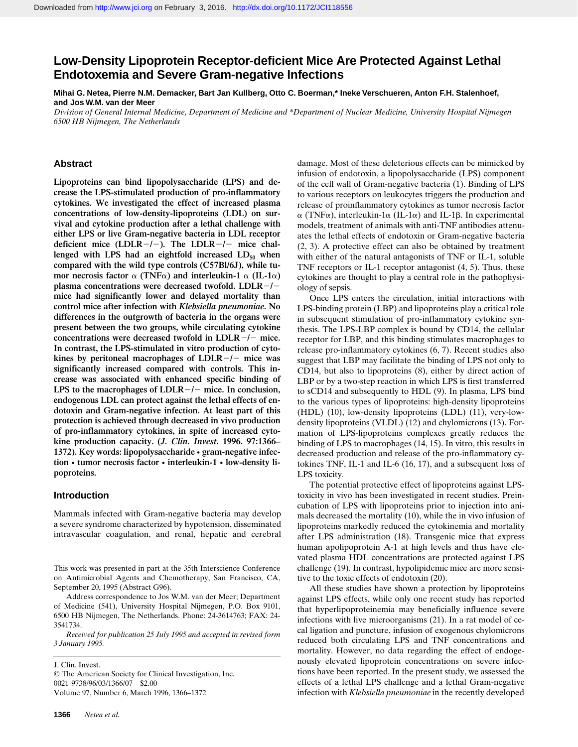# Low-Density Lipoprotein Receptor-deficient Mice Are Protected Against Lethal Endotoxemia and Severe Gram-negative Infections

**Mihai G. Netea, Pierre N.M. Demacker, Bart Jan Kullberg, Otto C. Boerman,* Ineke Verschueren, Anton F.H. Stalenhoef, and Jos W.M. van der Meer**

*Division of General Internal Medicine, Department of Medicine and *Department of Nuclear Medicine, University Hospital Nijmegen 6500 HB Nijmegen, The Netherlands*

## Abstract

**Lipoproteins can bind lipopolysaccharide (LPS) and decrease the LPS-stimulated production of pro-inflammatory cytokines. We investigated the effect of increased plasma concentrations of low-density-lipoproteins (LDL) on survival and cytokine production after a lethal challenge with either LPS or live Gram-negative bacteria in LDL receptor deficient mice (LDLR−/−). The LDLR−/− mice challenged with LPS had an eightfold increased $LD_{50}$ when compared with the wild type controls (C57Bl/6J), while tumor necrosis factor α (TNFα) and interleukin-1 α (IL-1α) plasma concentrations were decreased twofold. LDLR−/− mice had significantly lower and delayed mortality than control mice after infection with *Klebsiella pneumoniae*. No differences in the outgrowth of bacteria in the organs were present between the two groups, while circulating cytokine concentrations were decreased twofold in LDLR−/− mice. In contrast, the LPS-stimulated in vitro production of cytokines by peritoneal macrophages of LDLR−/− mice was significantly increased compared with controls. This increase was associated with enhanced specific binding of LPS to the macrophages of LDLR−/− mice. In conclusion, endogenous LDL can protect against the lethal effects of endotoxin and Gram-negative infection. At least part of this protection is achieved through decreased in vivo production of pro-inflammatory cytokines, in spite of increased cytokine production capacity. (*J. Clin. Invest.* 1996. 97:1366–1372). Key words: lipopolysaccharide • gram-negative infection • tumor necrosis factor • interleukin-1 • low-density lipoproteins.**

## Introduction

Mammals infected with Gram-negative bacteria may develop a severe syndrome characterized by hypotension, disseminated intravascular coagulation, and renal, hepatic and cerebral damage. Most of these deleterious effects can be mimicked by infusion of endotoxin, a lipopolysaccharide (LPS) component of the cell wall of Gram-negative bacteria (1). Binding of LPS to various receptors on leukocytes triggers the production and release of proinflammatory cytokines as tumor necrosis factor α (TNFα), interleukin-1α (IL-1α) and IL-1β. In experimental models, treatment of animals with anti-TNF antibodies attenuates the lethal effects of endotoxin or Gram-negative bacteria (2, 3). A protective effect can also be obtained by treatment with either of the natural antagonists of TNF or IL-1, soluble TNF receptors or IL-1 receptor antagonist (4, 5). Thus, these cytokines are thought to play a central role in the pathophysiology of sepsis.

Once LPS enters the circulation, initial interactions with LPS-binding protein (LBP) and lipoproteins play a critical role in subsequent stimulation of pro-inflammatory cytokine synthesis. The LPS-LBP complex is bound by CD14, the cellular receptor for LBP, and this binding stimulates macrophages to release pro-inflammatory cytokines (6, 7). Recent studies also suggest that LBP may facilitate the binding of LPS not only to CD14, but also to lipoproteins (8), either by direct action of LBP or by a two-step reaction in which LPS is first transferred to sCD14 and subsequently to HDL (9). In plasma, LPS bind to the various types of lipoproteins: high-density lipoproteins (HDL) (10), low-density lipoproteins (LDL) (11), very-low-density lipoproteins (VLDL) (12) and chylomicrons (13). Formation of LPS-lipoproteins complexes greatly reduces the binding of LPS to macrophages (14, 15). In vitro, this results in decreased production and release of the pro-inflammatory cytokines TNF, IL-1 and IL-6 (16, 17), and a subsequent loss of LPS toxicity.

The potential protective effect of lipoproteins against LPS-toxicity in vivo has been investigated in recent studies. Preincubation of LPS with lipoproteins prior to injection into animals decreased the mortality (10), while the in vivo infusion of lipoproteins markedly reduced the cytokinemia and mortality after LPS administration (18). Transgenic mice that express human apolipoprotein A-1 at high levels and thus have elevated plasma HDL concentrations are protected against LPS challenge (19). In contrast, hypolipidemic mice are more sensitive to the toxic effects of endotoxin (20).

All these studies have shown a protection by lipoproteins against LPS effects, while only one recent study has reported that hyperlipoproteinemia may beneficially influence severe infections with live microorganisms (21). In a rat model of cecal ligation and puncture, infusion of exogenous chylomicrons reduced both circulating LPS and TNF concentrations and mortality. However, no data regarding the effect of endogenously elevated lipoprotein concentrations on severe infections have been reported. In the present study, we assessed the effects of a lethal LPS challenge and a lethal Gram-negative infection with *Klebsiella pneumoniae* in the recently developed

---

This work was presented in part at the 35th Interscience Conference on Antimicrobial Agents and Chemotherapy, San Francisco, CA, September 20, 1995 (Abstract G96).

Address correspondence to Jos W.M. van der Meer; Department of Medicine (541), University Hospital Nijmegen, P.O. Box 9101, 6500 HB Nijmegen, The Netherlands. Phone: 24-3614763; FAX: 24-3541734.

*Received for publication 25 July 1995 and accepted in revised form 3 January 1995.*

J. Clin. Invest.
© The American Society for Clinical Investigation, Inc.
0021-9738/96/03/1366/07 $2.00
Volume 97, Number 6, March 1996, 1366–1372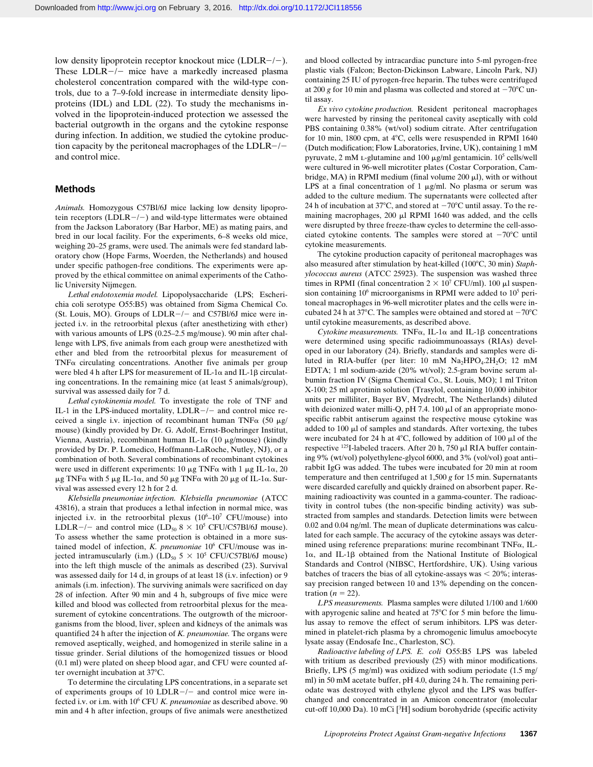low density lipoprotein receptor knockout mice (LDLR−/−). These LDLR−/− mice have a markedly increased plasma cholesterol concentration compared with the wild-type controls, due to a 7–9-fold increase in intermediate density lipoproteins (IDL) and LDL (22). To study the mechanisms involved in the lipoprotein-induced protection we assessed the bacterial outgrowth in the organs and the cytokine response during infection. In addition, we studied the cytokine production capacity by the peritoneal macrophages of the LDLR−/− and control mice.

## Methods

*Animals.* Homozygous C57Bl/6J mice lacking low density lipoprotein receptors (LDLR−/−) and wild-type littermates were obtained from the Jackson Laboratory (Bar Harbor, ME) as mating pairs, and bred in our local facility. For the experiments, 6–8 weeks old mice, weighing 20–25 grams, were used. The animals were fed standard laboratory chow (Hope Farms, Woerden, the Netherlands) and housed under specific pathogen-free conditions. The experiments were approved by the ethical committee on animal experiments of the Catholic University Nijmegen.

*Lethal endotoxemia model.* Lipopolysaccharide (LPS; Escherichia coli serotype O55:B5) was obtained from Sigma Chemical Co. (St. Louis, MO). Groups of LDLR−/− and C57Bl/6J mice were injected i.v. in the retroorbital plexus (after anesthetizing with ether) with various amounts of LPS (0.25–2.5 mg/mouse). 90 min after challenge with LPS, five animals from each group were anesthetized with ether and bled from the retroorbital plexus for measurement of TNFα circulating concentrations. Another five animals per group were bled 4 h after LPS for measurement of IL-1α and IL-1β circulating concentrations. In the remaining mice (at least 5 animals/group), survival was assessed daily for 7 d.

*Lethal cytokinemia model.* To investigate the role of TNF and IL-1 in the LPS-induced mortality, LDLR−/− and control mice received a single i.v. injection of recombinant human TNFα (50 μg/mouse) (kindly provided by Dr. G. Adolf, Ernst-Boehringer Institut, Vienna, Austria), recombinant human IL-1α (10 μg/mouse) (kindly provided by Dr. P. Lomedico, Hoffmann-LaRoche, Nutley, NJ), or a combination of both. Several combinations of recombinant cytokines were used in different experiments: 10 μg TNFα with 1 μg IL-1α, 20 μg TNFα with 5 μg IL-1α, and 50 μg TNFα with 20 μg of IL-1α. Survival was assessed every 12 h for 2 d.

*Klebsiella pneumoniae infection. Klebsiella pneumoniae* (ATCC 43816), a strain that produces a lethal infection in normal mice, was injected i.v. in the retroorbital plexus ($10^6$–$10^7$ CFU/mouse) into LDLR−/− and control mice ($LD_{50}$ $8 \times 10^5$ CFU/C57Bl/6J mouse). To assess whether the same protection is obtained in a more sustained model of infection, *K. pneumoniae* $10^6$ CFU/mouse was injected intramuscularly (i.m.) ($LD_{50}$ $5 \times 10^5$ CFU/C57Bl/6J mouse) into the left thigh muscle of the animals as described (23). Survival was assessed daily for 14 d, in groups of at least 18 (i.v. infection) or 9 animals (i.m. infection). The surviving animals were sacrificed on day 28 of infection. After 90 min and 4 h, subgroups of five mice were killed and blood was collected from retroorbital plexus for the measurement of cytokine concentrations. The outgrowth of the microorganisms from the blood, liver, spleen and kidneys of the animals was quantified 24 h after the injection of *K. pneumoniae.* The organs were removed aseptically, weighed, and homogenized in sterile saline in a tissue grinder. Serial dilutions of the homogenized tissues or blood (0.1 ml) were plated on sheep blood agar, and CFU were counted after overnight incubation at 37°C.

To determine the circulating LPS concentrations, in a separate set of experiments groups of 10 LDLR−/− and control mice were infected i.v. or i.m. with $10^6$ CFU *K. pneumoniae* as described above. 90 min and 4 h after infection, groups of five animals were anesthetized and blood collected by intracardiac puncture into 5-ml pyrogen-free plastic vials (Falcon; Becton-Dickinson Labware, Lincoln Park, NJ) containing 25 IU of pyrogen-free heparin. The tubes were centrifuged at 200 *g* for 10 min and plasma was collected and stored at −70°C until assay.

*Ex vivo cytokine production.* Resident peritoneal macrophages were harvested by rinsing the peritoneal cavity aseptically with cold PBS containing 0.38% (wt/vol) sodium citrate. After centrifugation for 10 min, 1800 cpm, at 4°C, cells were resuspended in RPMI 1640 (Dutch modification; Flow Laboratories, Irvine, UK), containing 1 mM pyruvate, 2 mM L-glutamine and 100 μg/ml gentamicin. $10^5$ cells/well were cultured in 96-well microtiter plates (Costar Corporation, Cambridge, MA) in RPMI medium (final volume 200 μl), with or without LPS at a final concentration of 1 μg/ml. No plasma or serum was added to the culture medium. The supernatants were collected after 24 h of incubation at 37°C, and stored at −70°C until assay. To the remaining macrophages, 200 μl RPMI 1640 was added, and the cells were disrupted by three freeze-thaw cycles to determine the cell-associated cytokine contents. The samples were stored at −70°C until cytokine measurements.

The cytokine production capacity of peritoneal macrophages was also measured after stimulation by heat-killed (100°C, 30 min) *Staphylococcus aureus* (ATCC 25923). The suspension was washed three times in RPMI (final concentration $2 \times 10^7$ CFU/ml). 100 μl suspension containing $10^6$ microorganisms in RPMI were added to $10^5$ peritoneal macrophages in 96-well microtiter plates and the cells were incubated 24 h at 37°C. The samples were obtained and stored at −70°C until cytokine measurements, as described above.

*Cytokine measurements.* TNFα, IL-1α and IL-1β concentrations were determined using specific radioimmunoassays (RIAs) developed in our laboratory (24). Briefly, standards and samples were diluted in RIA-buffer (per liter: 10 mM $Na_2HPO_4.2H_2O$; 12 mM EDTA; 1 ml sodium-azide (20% wt/vol); 2.5-gram bovine serum albumin fraction IV (Sigma Chemical Co., St. Louis, MO); 1 ml Triton X-100; 25 ml aprotinin solution (Trasylol, containing 10,000 inhibitor units per milliliter, Bayer BV, Mydrecht, The Netherlands) diluted with deionized water milli-Q, pH 7.4. 100 μl of an appropriate monospecific rabbit antiserum against the respective mouse cytokine was added to 100 μl of samples and standards. After vortexing, the tubes were incubated for 24 h at 4°C, followed by addition of 100 μl of the respective $^{125}$I-labeled tracers. After 20 h, 750 μl RIA buffer containing 9% (wt/vol) polyethylene-glycol 6000, and 3% (vol/vol) goat anti–rabbit IgG was added. The tubes were incubated for 20 min at room temperature and then centrifuged at 1,500 *g* for 15 min. Supernatants were discarded carefully and quickly drained on absorbent paper. Remaining radioactivity was counted in a gamma-counter. The radioactivity in control tubes (the non-specific binding activity) was subtracted from samples and standards. Detection limits were between 0.02 and 0.04 ng/ml. The mean of duplicate determinations was calculated for each sample. The accuracy of the cytokine assays was determined using reference preparations: murine recombinant TNFα, IL-1α, and IL-1β obtained from the National Institute of Biological Standards and Control (NIBSC, Hertfordshire, UK). Using various batches of tracers the bias of all cytokine-assays was < 20%; interassay precision ranged between 10 and 13% depending on the concentration ($n = 22$).

*LPS measurements.* Plasma samples were diluted 1/100 and 1/600 with apyrogenic saline and heated at 75°C for 5 min before the limulus assay to remove the effect of serum inhibitors. LPS was determined in platelet-rich plasma by a chromogenic limulus amoebocyte lysate assay (Endosafe Inc., Charleston, SC).

*Radioactive labeling of LPS. E. coli* O55:B5 LPS was labeled with tritium as described previously (25) with minor modifications. Briefly, LPS (5 mg/ml) was oxidized with sodium periodate (1.5 mg/ml) in 50 mM acetate buffer, pH 4.0, during 24 h. The remaining periodate was destroyed with ethylene glycol and the LPS was buffer-changed and concentrated in an Amicon concentrator (molecular cut-off 10,000 Da). 10 mCi [$^3$H] sodium borohydride (specific activity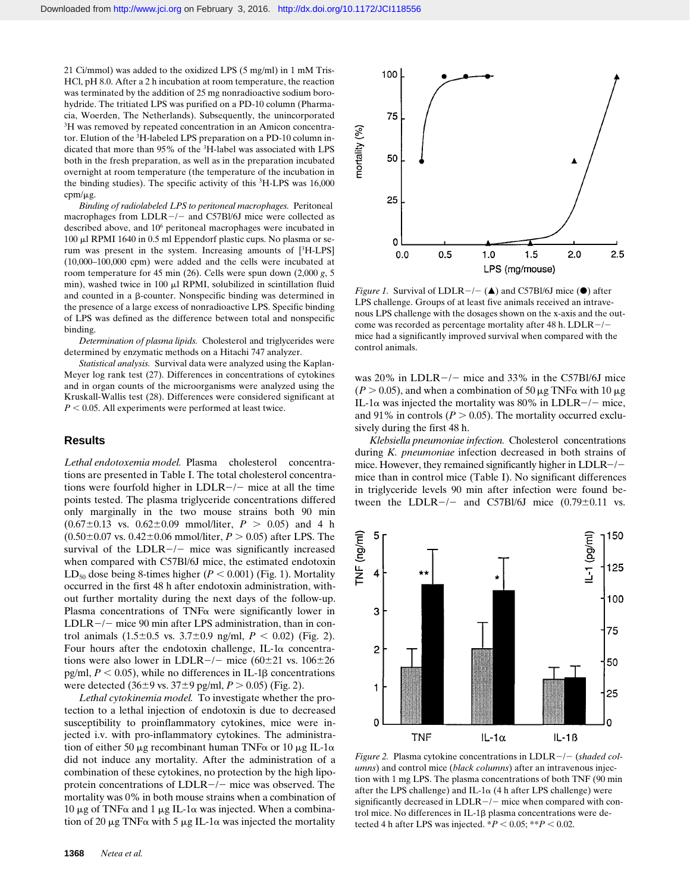21 Ci/mmol) was added to the oxidized LPS (5 mg/ml) in 1 mM Tris-HCl, pH 8.0. After a 2 h incubation at room temperature, the reaction was terminated by the addition of 25 mg nonradioactive sodium borohydride. The tritiated LPS was purified on a PD-10 column (Pharmacia, Woerden, The Netherlands). Subsequently, the unincorporated $^3$H was removed by repeated concentration in an Amicon concentrator. Elution of the $^3$H-labeled LPS preparation on a PD-10 column indicated that more than 95% of the $^3$H-label was associated with LPS both in the fresh preparation, as well as in the preparation incubated overnight at room temperature (the temperature of the incubation in the binding studies). The specific activity of this $^3$H-LPS was 16,000 cpm/μg.

*Binding of radiolabeled LPS to peritoneal macrophages.* Peritoneal macrophages from LDLR−/− and C57Bl/6J mice were collected as described above, and $10^6$ peritoneal macrophages were incubated in 100 μl RPMI 1640 in 0.5 ml Eppendorf plastic cups. No plasma or serum was present in the system. Increasing amounts of [$^3$H-LPS] (10,000–100,000 cpm) were added and the cells were incubated at room temperature for 45 min (26). Cells were spun down (2,000 *g*, 5 min), washed twice in 100 μl RPMI, solubilized in scintillation fluid and counted in a β-counter. Nonspecific binding was determined in the presence of a large excess of nonradioactive LPS. Specific binding of LPS was defined as the difference between total and nonspecific binding.

*Determination of plasma lipids.* Cholesterol and triglycerides were determined by enzymatic methods on a Hitachi 747 analyzer.

*Statistical analysis.* Survival data were analyzed using the Kaplan-Meyer log rank test (27). Differences in concentrations of cytokines and in organ counts of the microorganisms were analyzed using the Kruskall-Wallis test (28). Differences were considered significant at $P < 0.05$. All experiments were performed at least twice.

## Results

*Lethal endotoxemia model.* Plasma cholesterol concentrations are presented in Table I. The total cholesterol concentrations were fourfold higher in LDLR−/− mice at all the time points tested. The plasma triglyceride concentrations differed only marginally in the two mouse strains both 90 min (0.67±0.13 vs. 0.62±0.09 mmol/liter, $P > 0.05$) and 4 h (0.50±0.07 vs. 0.42±0.06 mmol/liter, $P > 0.05$) after LPS. The survival of the LDLR−/− mice was significantly increased when compared with C57Bl/6J mice, the estimated endotoxin $LD_{50}$ dose being 8-times higher ($P < 0.001$) (Fig. 1). Mortality occurred in the first 48 h after endotoxin administration, without further mortality during the next days of the follow-up. Plasma concentrations of TNFα were significantly lower in LDLR−/− mice 90 min after LPS administration, than in control animals (1.5±0.5 vs. 3.7±0.9 ng/ml, $P < 0.02$) (Fig. 2). Four hours after the endotoxin challenge, IL-1α concentrations were also lower in LDLR−/− mice (60±21 vs. 106±26 pg/ml, $P < 0.05$), while no differences in IL-1β concentrations were detected (36±9 vs. 37±9 pg/ml, $P > 0.05$) (Fig. 2).

*Lethal cytokinemia model.* To investigate whether the protection to a lethal injection of endotoxin is due to decreased susceptibility to proinflammatory cytokines, mice were injected i.v. with pro-inflammatory cytokines. The administration of either 50 μg recombinant human TNFα or 10 μg IL-1α did not induce any mortality. After the administration of a combination of these cytokines, no protection by the high lipoprotein concentrations of LDLR−/− mice was observed. The mortality was 0% in both mouse strains when a combination of 10 μg of TNFα and 1 μg IL-1α was injected. When a combination of 20 μg TNFα with 5 μg IL-1α was injected the mortality was 20% in LDLR−/− mice and 33% in the C57Bl/6J mice ($P > 0.05$), and when a combination of 50 μg TNFα with 10 μg IL-1α was injected in LDLR−/− mice, the mortality was 80% in LDLR−/− mice, and 91% in controls ($P > 0.05$). The mortality occurred exclusively during the first 48 h.

*Klebsiella pneumoniae infection.* Cholesterol concentrations during *K. pneumoniae* infection decreased in both strains of mice. However, they remained significantly higher in LDLR−/− mice than in control mice (Table I). No significant differences in triglyceride levels 90 min after infection were found between the LDLR−/− and C57Bl/6J mice (0.79±0.11 vs.

*Figure 1.* Survival of LDLR−/− (▲) and C57Bl/6J mice (●) after LPS challenge. Groups of at least five animals received an intravenous LPS challenge with the dosages shown on the x-axis and the outcome was recorded as percentage mortality after 48 h. LDLR−/− mice had a significantly improved survival when compared with the control animals.

*Figure 2.* Plasma cytokine concentrations in LDLR−/− (*shaded columns*) and control mice (*black columns*) after an intravenous injection with 1 mg LPS. The plasma concentrations of both TNF (90 min after the LPS challenge) and IL-1α (4 h after LPS challenge) were significantly decreased in LDLR−/− mice when compared with control mice. No differences in IL-1β plasma concentrations were detected 4 h after LPS was injected. *$P < 0.05$; **$P < 0.02$.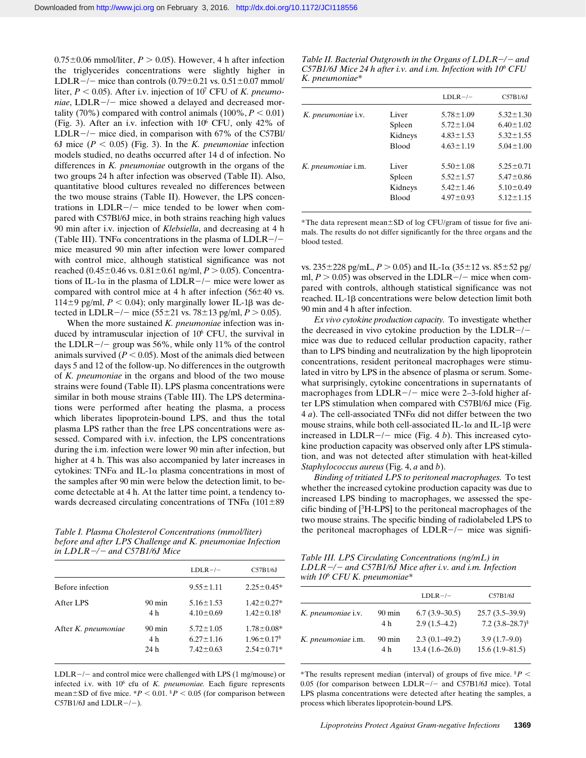0.75±0.06 mmol/liter, $P > 0.05$). However, 4 h after infection the triglycerides concentrations were slightly higher in LDLR−/− mice than controls (0.79±0.21 vs. 0.51±0.07 mmol/liter, $P < 0.05$). After i.v. injection of $10^7$ CFU of *K. pneumoniae*, LDLR−/− mice showed a delayed and decreased mortality (70%) compared with control animals (100%, $P < 0.01$) (Fig. 3). After an i.v. infection with $10^6$ CFU, only 42% of LDLR−/− mice died, in comparison with 67% of the C57Bl/6J mice ($P < 0.05$) (Fig. 3). In the *K. pneumoniae* infection models studied, no deaths occurred after 14 d of infection. No differences in *K. pneumoniae* outgrowth in the organs of the two groups 24 h after infection was observed (Table II). Also, quantitative blood cultures revealed no differences between the two mouse strains (Table II). However, the LPS concentrations in LDLR−/− mice tended to be lower when compared with C57Bl/6J mice, in both strains reaching high values 90 min after i.v. injection of *Klebsiella*, and decreasing at 4 h (Table III). TNFα concentrations in the plasma of LDLR−/− mice measured 90 min after infection were lower compared with control mice, although statistical significance was not reached (0.45±0.46 vs. 0.81±0.61 ng/ml, $P > 0.05$). Concentrations of IL-1α in the plasma of LDLR−/− mice were lower as compared with control mice at 4 h after infection (56±40 vs. 114±9 pg/ml, $P < 0.04$); only marginally lower IL-1β was detected in LDLR−/− mice (55±21 vs. 78±13 pg/ml, $P > 0.05$).

When the more sustained *K. pneumoniae* infection was induced by intramuscular injection of $10^6$ CFU, the survival in the LDLR−/− group was 56%, while only 11% of the control animals survived ($P < 0.05$). Most of the animals died between days 5 and 12 of the follow-up. No differences in the outgrowth of *K. pneumoniae* in the organs and blood of the two mouse strains were found (Table II). LPS plasma concentrations were similar in both mouse strains (Table III). The LPS determinations were performed after heating the plasma, a process which liberates lipoprotein-bound LPS, and thus the total plasma LPS rather than the free LPS concentrations were assessed. Compared with i.v. infection, the LPS concentrations during the i.m. infection were lower 90 min after infection, but higher at 4 h. This was also accompanied by later increases in cytokines: TNFα and IL-1α plasma concentrations in most of the samples after 90 min were below the detection limit, to become detectable at 4 h. At the latter time point, a tendency towards decreased circulating concentrations of TNFα (101±89 vs. 235±228 pg/mL, $P > 0.05$) and IL-1α (35±12 vs. 85±52 pg/ml, $P > 0.05$) was observed in the LDLR−/− mice when compared with controls, although statistical significance was not reached. IL-1β concentrations were below detection limit both 90 min and 4 h after infection.

*Ex vivo cytokine production capacity.* To investigate whether the decreased in vivo cytokine production by the LDLR−/− mice was due to reduced cellular production capacity, rather than to LPS binding and neutralization by the high lipoprotein concentrations, resident peritoneal macrophages were stimulated in vitro by LPS in the absence of plasma or serum. Somewhat surprisingly, cytokine concentrations in supernatants of macrophages from LDLR−/− mice were 2–3-fold higher after LPS stimulation when compared with C57Bl/6J mice (Fig. 4 *a*). The cell-associated TNFα did not differ between the two mouse strains, while both cell-associated IL-1α and IL-1β were increased in LDLR−/− mice (Fig. 4 *b*). This increased cytokine production capacity was observed only after LPS stimulation, and was not detected after stimulation with heat-killed *Staphylococcus aureus* (Fig. 4, *a* and *b*).

*Binding of tritiated LPS to peritoneal macrophages.* To test whether the increased cytokine production capacity was due to increased LPS binding to macrophages, we assessed the specific binding of [$^3$H-LPS] to the peritoneal macrophages of the two mouse strains. The specific binding of radiolabeled LPS to the peritoneal macrophages of LDLR−/− mice was signifi-

*Table I. Plasma Cholesterol Concentrations (mmol/liter) before and after LPS Challenge and K. pneumoniae Infection in LDLR−/− and C57Bl/6J Mice*

| | | LDLR−/− | C57Bl/6J |
|---|---|---|---|
| Before infection | | 9.55±1.11 | 2.25±0.45* |
| After LPS | 90 min | 5.16±1.53 | 1.42±0.27* |
| | 4 h | 4.10±0.69 | 1.42±0.18§ |
| After *K. pneumoniae* | 90 min | 5.72±1.05 | 1.78±0.08* |
| | 4 h | 6.27±1.16 | 1.96±0.17§ |
| | 24 h | 7.42±0.63 | 2.54±0.71* |

LDLR−/− and control mice were challenged with LPS (1 mg/mouse) or infected i.v. with $10^6$ cfu of *K. pneumoniae.* Each figure represents mean±SD of five mice. *$P < 0.01$. §$P < 0.05$ (for comparison between C57Bl/6J and LDLR−/−).

*Table II. Bacterial Outgrowth in the Organs of LDLR−/− and C57Bl/6J Mice 24 h after i.v. and i.m. Infection with $10^6$ CFU K. pneumoniae**

| | | LDLR−/− | C57Bl/6J |
|---|---|---|---|
| *K. pneumoniae* i.v. | Liver | 5.78±1.09 | 5.32±1.30 |
| | Spleen | 5.72±1.04 | 6.40±1.02 |
| | Kidneys | 4.83±1.53 | 5.32±1.55 |
| | Blood | 4.63±1.19 | 5.04±1.00 |
| *K. pneumoniae* i.m. | Liver | 5.50±1.08 | 5.25±0.71 |
| | Spleen | 5.52±1.57 | 5.47±0.86 |
| | Kidneys | 5.42±1.46 | 5.10±0.49 |
| | Blood | 4.97±0.93 | 5.12±1.15 |

*The data represent mean±SD of log CFU/gram of tissue for five animals. The results do not differ significantly for the three organs and the blood tested.

*Table III. LPS Circulating Concentrations (ng/mL) in LDLR−/− and C57Bl/6J Mice after i.v. and i.m. Infection with $10^6$ CFU K. pneumoniae**

| | | LDLR−/− | C57Bl/6J |
|---|---|---|---|
| *K. pneumoniae* i.v. | 90 min | 6.7 (3.9–30.5) | 25.7 (3.5–39.9) |
| | 4 h | 2.9 (1.5–4.2) | 7.2 (3.8–28.7)§ |
| *K. pneumoniae* i.m. | 90 min | 2.3 (0.1–49.2) | 3.9 (1.7–9.0) |
| | 4 h | 13.4 (1.6–26.0) | 15.6 (1.9–81.5) |

*The results represent median (interval) of groups of five mice. §$P < 0.05$ (for comparison between LDLR−/− and C57Bl/6J mice). Total LPS plasma concentrations were detected after heating the samples, a process which liberates lipoprotein-bound LPS.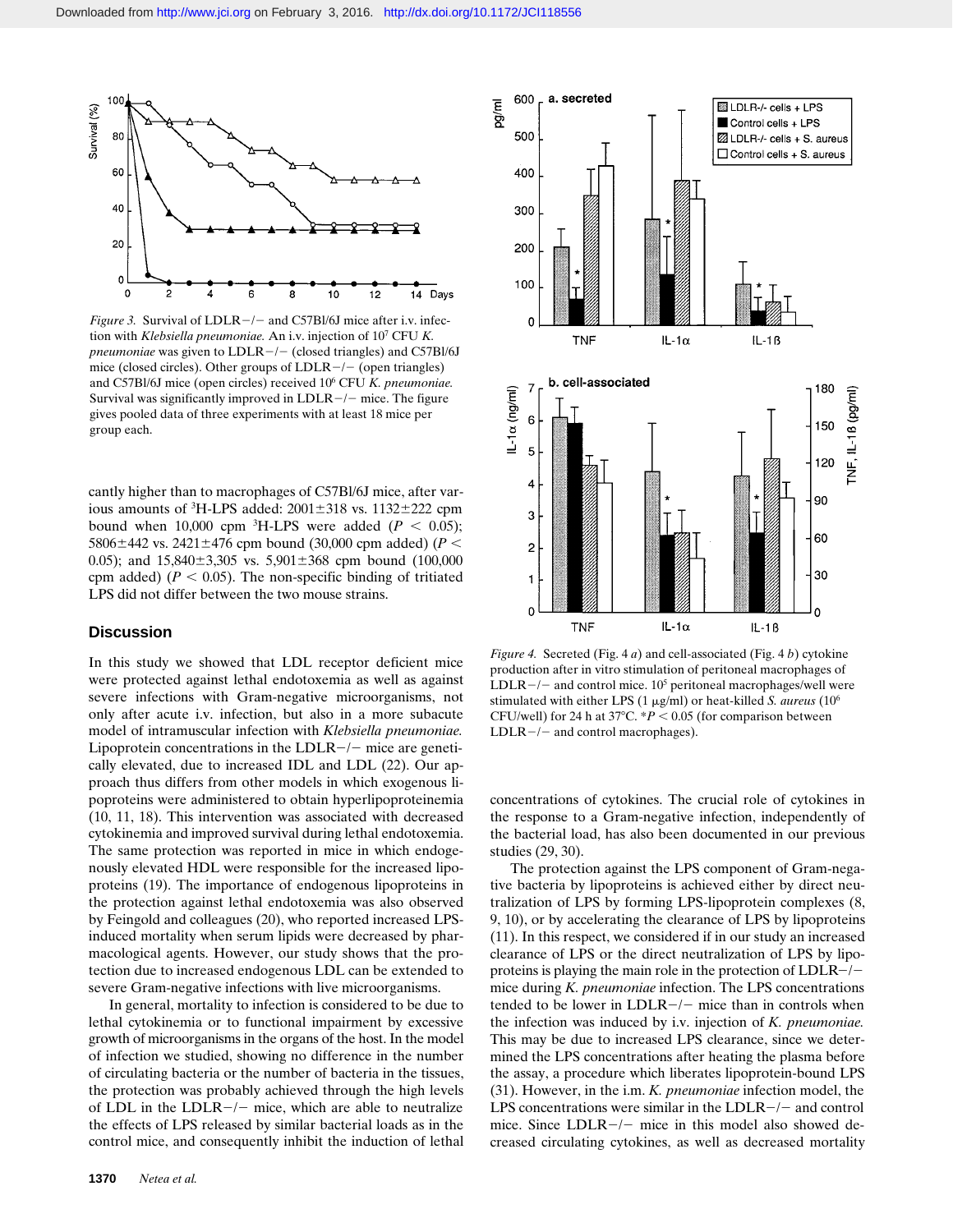Figure 3. Survival of LDLR−/− and C57Bl/6J mice after i.v. infection with *Klebsiella pneumoniae.* An i.v. injection of $10^7$ CFU *K. pneumoniae* was given to LDLR−/− (closed triangles) and C57Bl/6J mice (closed circles). Other groups of LDLR−/− (open triangles) and C57Bl/6J mice (open circles) received $10^6$ CFU *K. pneumoniae.* Survival was significantly improved in LDLR−/− mice. The figure gives pooled data of three experiments with at least 18 mice per group each.

Figure 4. Secreted (Fig. 4 *a*) and cell-associated (Fig. 4 *b*) cytokine production after in vitro stimulation of peritoneal macrophages of LDLR−/− and control mice. $10^5$ peritoneal macrophages/well were stimulated with either LPS (1 μg/ml) or heat-killed *S. aureus* ($10^6$ CFU/well) for 24 h at 37°C. *$P < 0.05$ (for comparison between LDLR−/− and control macrophages).

cantly higher than to macrophages of C57Bl/6J mice, after various amounts of $^3$H-LPS added: 2001±318 vs. 1132±222 cpm bound when 10,000 cpm $^3$H-LPS were added ($P < 0.05$); 5806±442 vs. 2421±476 cpm bound (30,000 cpm added) ($P < 0.05$); and 15,840±3,305 vs. 5,901±368 cpm bound (100,000 cpm added) ($P < 0.05$). The non-specific binding of tritiated LPS did not differ between the two mouse strains.

## Discussion

In this study we showed that LDL receptor deficient mice were protected against lethal endotoxemia as well as against severe infections with Gram-negative microorganisms, not only after acute i.v. infection, but also in a more subacute model of intramuscular infection with *Klebsiella pneumoniae.* Lipoprotein concentrations in the LDLR−/− mice are genetically elevated, due to increased IDL and LDL (22). Our approach thus differs from other models in which exogenous lipoproteins were administered to obtain hyperlipoproteinemia (10, 11, 18). This intervention was associated with decreased cytokinemia and improved survival during lethal endotoxemia. The same protection was reported in mice in which endogenously elevated HDL were responsible for the increased lipoproteins (19). The importance of endogenous lipoproteins in the protection against lethal endotoxemia was also observed by Feingold and colleagues (20), who reported increased LPS-induced mortality when serum lipids were decreased by pharmacological agents. However, our study shows that the protection due to increased endogenous LDL can be extended to severe Gram-negative infections with live microorganisms.

In general, mortality to infection is considered to be due to lethal cytokinemia or to functional impairment by excessive growth of microorganisms in the organs of the host. In the model of infection we studied, showing no difference in the number of circulating bacteria or the number of bacteria in the tissues, the protection was probably achieved through the high levels of LDL in the LDLR−/− mice, which are able to neutralize the effects of LPS released by similar bacterial loads as in the control mice, and consequently inhibit the induction of lethal concentrations of cytokines. The crucial role of cytokines in the response to a Gram-negative infection, independently of the bacterial load, has also been documented in our previous studies (29, 30).

The protection against the LPS component of Gram-negative bacteria by lipoproteins is achieved either by direct neutralization of LPS by forming LPS-lipoprotein complexes (8, 9, 10), or by accelerating the clearance of LPS by lipoproteins (11). In this respect, we considered if in our study an increased clearance of LPS or the direct neutralization of LPS by lipoproteins is playing the main role in the protection of LDLR−/− mice during *K. pneumoniae* infection. The LPS concentrations tended to be lower in LDLR−/− mice than in controls when the infection was induced by i.v. injection of *K. pneumoniae.* This may be due to increased LPS clearance, since we determined the LPS concentrations after heating the plasma before the assay, a procedure which liberates lipoprotein-bound LPS (31). However, in the i.m. *K. pneumoniae* infection model, the LPS concentrations were similar in the LDLR−/− and control mice. Since LDLR−/− mice in this model also showed decreased circulating cytokines, as well as decreased mortality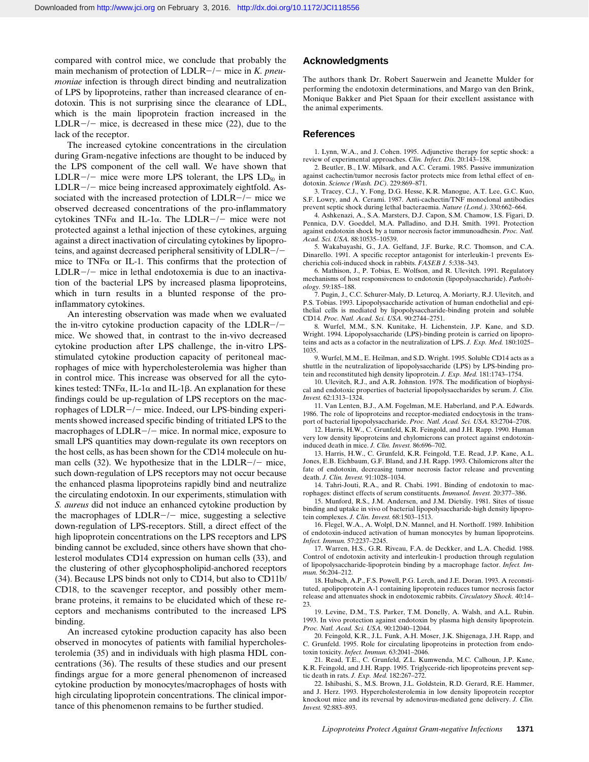compared with control mice, we conclude that probably the main mechanism of protection of LDLR−/− mice in *K. pneumoniae* infection is through direct binding and neutralization of LPS by lipoproteins, rather than increased clearance of endotoxin. This is not surprising since the clearance of LDL, which is the main lipoprotein fraction increased in the LDLR−/− mice, is decreased in these mice (22), due to the lack of the receptor.

The increased cytokine concentrations in the circulation during Gram-negative infections are thought to be induced by the LPS component of the cell wall. We have shown that LDLR−/− mice were more LPS tolerant, the LPS $LD_{50}$ in LDLR−/− mice being increased approximately eightfold. Associated with the increased protection of LDLR−/− mice we observed decreased concentrations of the pro-inflammatory cytokines TNFα and IL-1α. The LDLR−/− mice were not protected against a lethal injection of these cytokines, arguing against a direct inactivation of circulating cytokines by lipoproteins, and against decreased peripheral sensitivity of LDLR−/− mice to TNFα or IL-1. This confirms that the protection of LDLR−/− mice in lethal endotoxemia is due to an inactivation of the bacterial LPS by increased plasma lipoproteins, which in turn results in a blunted response of the pro-inflammatory cytokines.

An interesting observation was made when we evaluated the in-vitro cytokine production capacity of the LDLR−/− mice. We showed that, in contrast to the in-vivo decreased cytokine production after LPS challenge, the in-vitro LPS-stimulated cytokine production capacity of peritoneal macrophages of mice with hypercholesterolemia was higher than in control mice. This increase was observed for all the cytokines tested: TNFα, IL-1α and IL-1β. An explanation for these findings could be up-regulation of LPS receptors on the macrophages of LDLR−/− mice. Indeed, our LPS-binding experiments showed increased specific binding of tritiated LPS to the macrophages of LDLR−/− mice. In normal mice, exposure to small LPS quantities may down-regulate its own receptors on the host cells, as has been shown for the CD14 molecule on human cells (32). We hypothesize that in the LDLR−/− mice, such down-regulation of LPS receptors may not occur because the enhanced plasma lipoproteins rapidly bind and neutralize the circulating endotoxin. In our experiments, stimulation with *S. aureus* did not induce an enhanced cytokine production by the macrophages of LDLR−/− mice, suggesting a selective down-regulation of LPS-receptors. Still, a direct effect of the high lipoprotein concentrations on the LPS receptors and LPS binding cannot be excluded, since others have shown that cholesterol modulates CD14 expression on human cells (33), and the clustering of other glycophospholipid-anchored receptors (34). Because LPS binds not only to CD14, but also to CD11b/CD18, to the scavenger receptor, and possibly other membrane proteins, it remains to be elucidated which of these receptors and mechanisms contributed to the increased LPS binding.

An increased cytokine production capacity has also been observed in monocytes of patients with familial hypercholesterolemia (35) and in individuals with high plasma HDL concentrations (36). The results of these studies and our present findings argue for a more general phenomenon of increased cytokine production by monocytes/macrophages of hosts with high circulating lipoprotein concentrations. The clinical importance of this phenomenon remains to be further studied.

## Acknowledgments

The authors thank Dr. Robert Sauerwein and Jeanette Mulder for performing the endotoxin determinations, and Margo van den Brink, Monique Bakker and Piet Spaan for their excellent assistance with the animal experiments.

## References

1. Lynn, W.A., and J. Cohen. 1995. Adjunctive therapy for septic shock: a review of experimental approaches. *Clin. Infect. Dis.* 20:143–158.
2. Beutler, B., I.W. Milsark, and A.C. Cerami. 1985. Passive immunization against cachectin/tumor necrosis factor protects mice from lethal effect of endotoxin. *Science (Wash. DC).* 229:869–871.
3. Tracey, C.J., Y. Fong, D.G. Hesse, K.R. Manogue, A.T. Lee, G.C. Kuo, S.F. Lowry, and A. Cerami. 1987. Anti-cachectin/TNF monoclonal antibodies prevent septic shock during lethal bacteraemia. *Nature (Lond.).* 330:662–664.
4. Ashkenazi, A., S.A. Marsters, D.J. Capon, S.M. Chamow, I.S. Figari, D. Pennica, D.V. Goeddel, M.A. Palladino, and D.H. Smith. 1991. Protection against endotoxin shock by a tumor necrosis factor immunoadhesin. *Proc. Natl. Acad. Sci. USA.* 88:10535–10539.
5. Wakabayashi, G., J.A. Gelfand, J.F. Burke, R.C. Thomson, and C.A. Dinarello. 1991. A specific receptor antagonist for interleukin-1 prevents Escherichia coli-induced shock in rabbits. *FASEB J.* 5:338–343.
6. Mathison, J., P. Tobias, E. Wolfson, and R. Ulevitch. 1991. Regulatory mechanisms of host responsiveness to endotoxin (lipopolysaccharide). *Pathobiology.* 59:185–188.
7. Pugin, J., C.C. Schurer-Maly, D. Leturcq, A. Moriarty, R.J. Ulevitch, and P.S. Tobias. 1993. Lipopolysaccharide activation of human endothelial and epithelial cells is mediated by lipopolysaccharide-binding protein and soluble CD14. *Proc. Natl. Acad. Sci. USA.* 90:2744–2751.
8. Wurfel, M.M., S.N. Kunitake, H. Lichenstein, J.P. Kane, and S.D. Wright. 1994. Lipopolysaccharide (LPS)-binding protein is carried on lipoproteins and acts as a cofactor in the neutralization of LPS. *J. Exp. Med.* 180:1025–1035.
9. Wurfel, M.M., E. Heilman, and S.D. Wright. 1995. Soluble CD14 acts as a shuttle in the neutralization of lipopolysaccharide (LPS) by LPS-binding protein and reconstituted high density lipoprotein. *J. Exp. Med.* 181:1743–1754.
10. Ulevitch, R.J., and A.R. Johnston. 1978. The modification of biophysical and endotoxic properties of bacterial lipopolysaccharides by serum. *J. Clin. Invest.* 62:1313–1324.
11. Van Lenten, B.J., A.M. Fogelman, M.E. Haberland, and P.A. Edwards. 1986. The role of lipoproteins and receptor-mediated endocytosis in the transport of bacterial lipopolysaccharide. *Proc. Natl. Acad. Sci. USA.* 83:2704–2708.
12. Harris, H.W., C. Grunfeld, K.R. Feingold, and J.H. Rapp. 1990. Human very low density lipoproteins and chylomicrons can protect against endotoxin-induced death in mice. *J. Clin. Invest.* 86:696–702.
13. Harris, H.W., C. Grunfeld, K.R. Feingold, T.E. Read, J.P. Kane, A.L. Jones, E.B. Eichbaum, G.F. Bland, and J.H. Rapp. 1993. Chilomicrons alter the fate of endotoxin, decreasing tumor necrosis factor release and preventing death. *J. Clin. Invest.* 91:1028–1034.
14. Tahri-Jouti, R.A., and R. Chabi. 1991. Binding of endotoxin to macrophages: distinct effects of serum constituents. *Immunol. Invest.* 20:377–386.
15. Munford, R.S., J.M. Andersen, and J.M. Dietsliy. 1981. Sites of tissue binding and uptake in vivo of bacterial lipopolysaccharide-high density lipoprotein complexes. *J. Clin. Invest.* 68:1503–1513.
16. Flegel, W.A., A. Wolpl, D.N. Mannel, and H. Northoff. 1989. Inhibition of endotoxin-induced activation of human monocytes by human lipoproteins. *Infect. Immun.* 57:2237–2245.
17. Warren, H.S., G.R. Riveau, F.A. de Deckker, and L.A. Chedid. 1988. Control of endotoxin activity and interleukin-1 production through regulation of lipopolysaccharide-lipoprotein binding by a macrophage factor. *Infect. Immun.* 56:204–212.
18. Hubsch, A.P., F.S. Powell, P.G. Lerch, and J.E. Doran. 1993. A reconstituted, apolipoprotein A-1 containing lipoprotein reduces tumor necrosis factor release and attenuates shock in endotoxemic rabbits. *Circulatory Shock.* 40:14–23.
19. Levine, D.M., T.S. Parker, T.M. Donelly, A. Walsh, and A.L. Rubin. 1993. In vivo protection against endotoxin by plasma high density lipoprotein. *Proc. Natl. Acad. Sci. USA.* 90:12040–12044.
20. Feingold, K.R., J.L. Funk, A.H. Moser, J.K. Shigenaga, J.H. Rapp, and C. Grunfeld. 1995. Role for circulating lipoproteins in protection from endotoxin toxicity. *Infect. Immun.* 63:2041–2046.
21. Read, T.E., C. Grunfeld, Z.L. Kumwenda, M.C. Calhoun, J.P. Kane, K.R. Feingold, and J.H. Rapp. 1995. Triglyceride-rich lipoproteins prevent septic death in rats. *J. Exp. Med.* 182:267–272.
22. Ishibashi, S., M.S. Brown, J.L. Goldstein, R.D. Gerard, R.E. Hammer, and J. Herz. 1993. Hypercholesterolemia in low density lipoprotein receptor knockout mice and its reversal by adenovirus-mediated gene delivery. *J. Clin. Invest.* 92:883–893.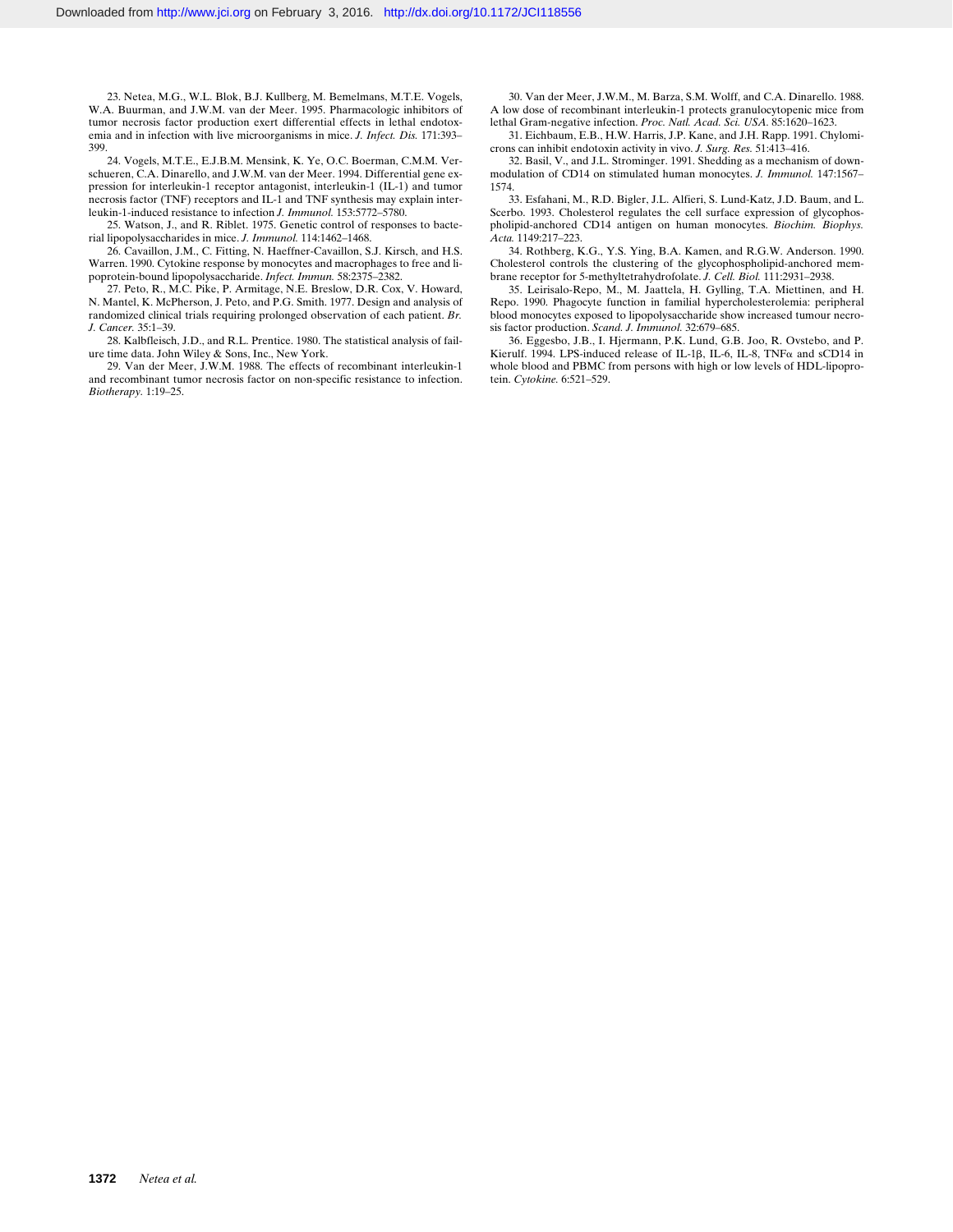23. Netea, M.G., W.L. Blok, B.J. Kullberg, M. Bemelmans, M.T.E. Vogels, W.A. Buurman, and J.W.M. van der Meer. 1995. Pharmacologic inhibitors of tumor necrosis factor production exert differential effects in lethal endotoxemia and in infection with live microorganisms in mice. *J. Infect. Dis.* 171:393–399.

24. Vogels, M.T.E., E.J.B.M. Mensink, K. Ye, O.C. Boerman, C.M.M. Verschueren, C.A. Dinarello, and J.W.M. van der Meer. 1994. Differential gene expression for interleukin-1 receptor antagonist, interleukin-1 (IL-1) and tumor necrosis factor (TNF) receptors and IL-1 and TNF synthesis may explain interleukin-1-induced resistance to infection *J. Immunol.* 153:5772–5780.

25. Watson, J., and R. Riblet. 1975. Genetic control of responses to bacterial lipopolysaccharides in mice. *J. Immunol.* 114:1462–1468.

26. Cavaillon, J.M., C. Fitting, N. Haeffner-Cavaillon, S.J. Kirsch, and H.S. Warren. 1990. Cytokine response by monocytes and macrophages to free and lipoprotein-bound lipopolysaccharide. *Infect. Immun.* 58:2375–2382.

27. Peto, R., M.C. Pike, P. Armitage, N.E. Breslow, D.R. Cox, V. Howard, N. Mantel, K. McPherson, J. Peto, and P.G. Smith. 1977. Design and analysis of randomized clinical trials requiring prolonged observation of each patient. *Br. J. Cancer.* 35:1–39.

28. Kalbfleisch, J.D., and R.L. Prentice. 1980. The statistical analysis of failure time data. John Wiley & Sons, Inc., New York.

29. Van der Meer, J.W.M. 1988. The effects of recombinant interleukin-1 and recombinant tumor necrosis factor on non-specific resistance to infection. *Biotherapy.* 1:19–25.

30. Van der Meer, J.W.M., M. Barza, S.M. Wolff, and C.A. Dinarello. 1988. A low dose of recombinant interleukin-1 protects granulocytopenic mice from lethal Gram-negative infection. *Proc. Natl. Acad. Sci. USA.* 85:1620–1623.

31. Eichbaum, E.B., H.W. Harris, J.P. Kane, and J.H. Rapp. 1991. Chylomicrons can inhibit endotoxin activity in vivo. *J. Surg. Res.* 51:413–416.

32. Basil, V., and J.L. Strominger. 1991. Shedding as a mechanism of down-modulation of CD14 on stimulated human monocytes. *J. Immunol.* 147:1567–1574.

33. Esfahani, M., R.D. Bigler, J.L. Alfieri, S. Lund-Katz, J.D. Baum, and L. Scerbo. 1993. Cholesterol regulates the cell surface expression of glycophospholipid-anchored CD14 antigen on human monocytes. *Biochim. Biophys. Acta.* 1149:217–223.

34. Rothberg, K.G., Y.S. Ying, B.A. Kamen, and R.G.W. Anderson. 1990. Cholesterol controls the clustering of the glycophospholipid-anchored membrane receptor for 5-methyltetrahydrofolate. *J. Cell. Biol.* 111:2931–2938.

35. Leirisalo-Repo, M., M. Jaattela, H. Gylling, T.A. Miettinen, and H. Repo. 1990. Phagocyte function in familial hypercholesterolemia: peripheral blood monocytes exposed to lipopolysaccharide show increased tumour necrosis factor production. *Scand. J. Immunol.* 32:679–685.

36. Eggesbo, J.B., I. Hjermann, P.K. Lund, G.B. Joo, R. Ovstebo, and P. Kierulf. 1994. LPS-induced release of IL-1β, IL-6, IL-8, TNFα and sCD14 in whole blood and PBMC from persons with high or low levels of HDL-lipoprotein. *Cytokine.* 6:521–529.